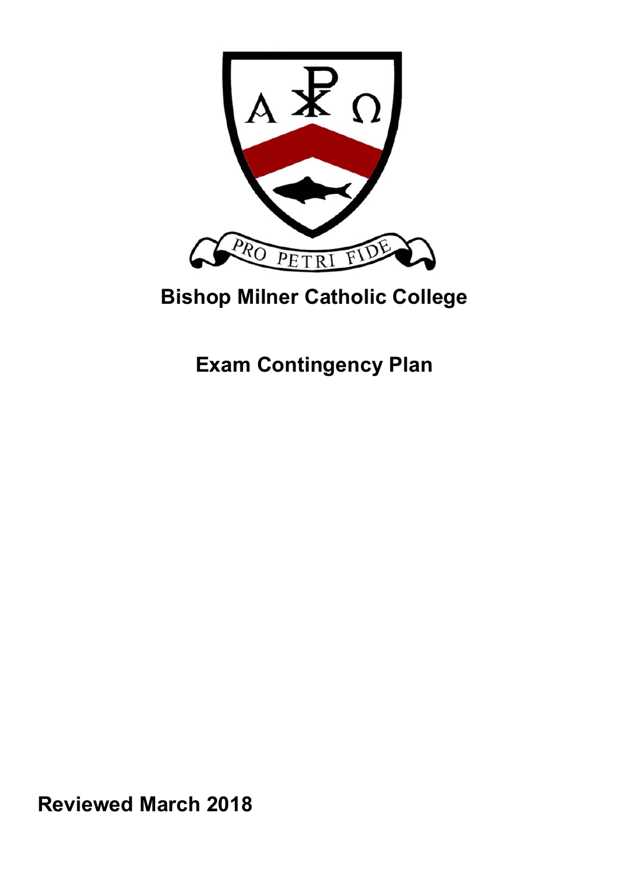PRO PETRI FIDE

# Bishop Milner Catholic College

## Exam Contingency Plan

**Reviewed March 2018**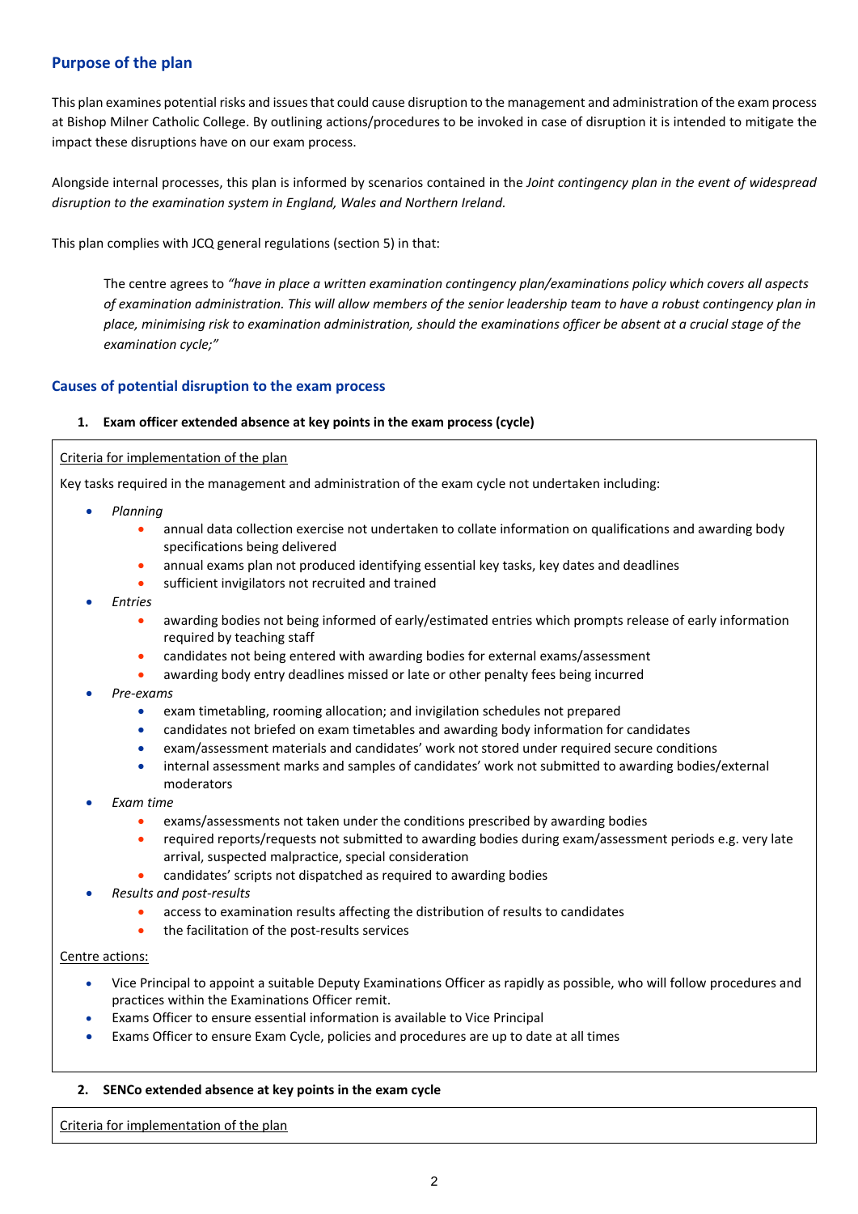## Purpose of the plan

This plan examines potential risks and issues that could cause disruption to the management and administration of the exam process at Bishop Milner Catholic College. By outlining actions/procedures to be invoked in case of disruption it is intended to mitigate the impact these disruptions have on our exam process.

Alongside internal processes, this plan is informed by scenarios contained in the *Joint contingency plan in the event of widespread disruption to the examination system in England, Wales and Northern Ireland.*

This plan complies with JCQ general regulations (section 5) in that:

> The centre agrees to *"have in place a written examination contingency plan/examinations policy which covers all aspects of examination administration. This will allow members of the senior leadership team to have a robust contingency plan in place, minimising risk to examination administration, should the examinations officer be absent at a crucial stage of the examination cycle;"*

## Causes of potential disruption to the exam process

### 1. Exam officer extended absence at key points in the exam process (cycle)

<u>Criteria for implementation of the plan</u>

Key tasks required in the management and administration of the exam cycle not undertaken including:

- *Planning*
  - annual data collection exercise not undertaken to collate information on qualifications and awarding body specifications being delivered
  - annual exams plan not produced identifying essential key tasks, key dates and deadlines
  - sufficient invigilators not recruited and trained
- *Entries*
  - awarding bodies not being informed of early/estimated entries which prompts release of early information required by teaching staff
  - candidates not being entered with awarding bodies for external exams/assessment
  - awarding body entry deadlines missed or late or other penalty fees being incurred
- *Pre-exams*
  - exam timetabling, rooming allocation; and invigilation schedules not prepared
  - candidates not briefed on exam timetables and awarding body information for candidates
  - exam/assessment materials and candidates' work not stored under required secure conditions
  - internal assessment marks and samples of candidates' work not submitted to awarding bodies/external moderators
- *Exam time*
  - exams/assessments not taken under the conditions prescribed by awarding bodies
  - required reports/requests not submitted to awarding bodies during exam/assessment periods e.g. very late arrival, suspected malpractice, special consideration
  - candidates' scripts not dispatched as required to awarding bodies
- *Results and post-results*
  - access to examination results affecting the distribution of results to candidates
  - the facilitation of the post-results services

<u>Centre actions:</u>

- Vice Principal to appoint a suitable Deputy Examinations Officer as rapidly as possible, who will follow procedures and practices within the Examinations Officer remit.
- Exams Officer to ensure essential information is available to Vice Principal
- Exams Officer to ensure Exam Cycle, policies and procedures are up to date at all times

### 2. SENCo extended absence at key points in the exam cycle

<u>Criteria for implementation of the plan</u>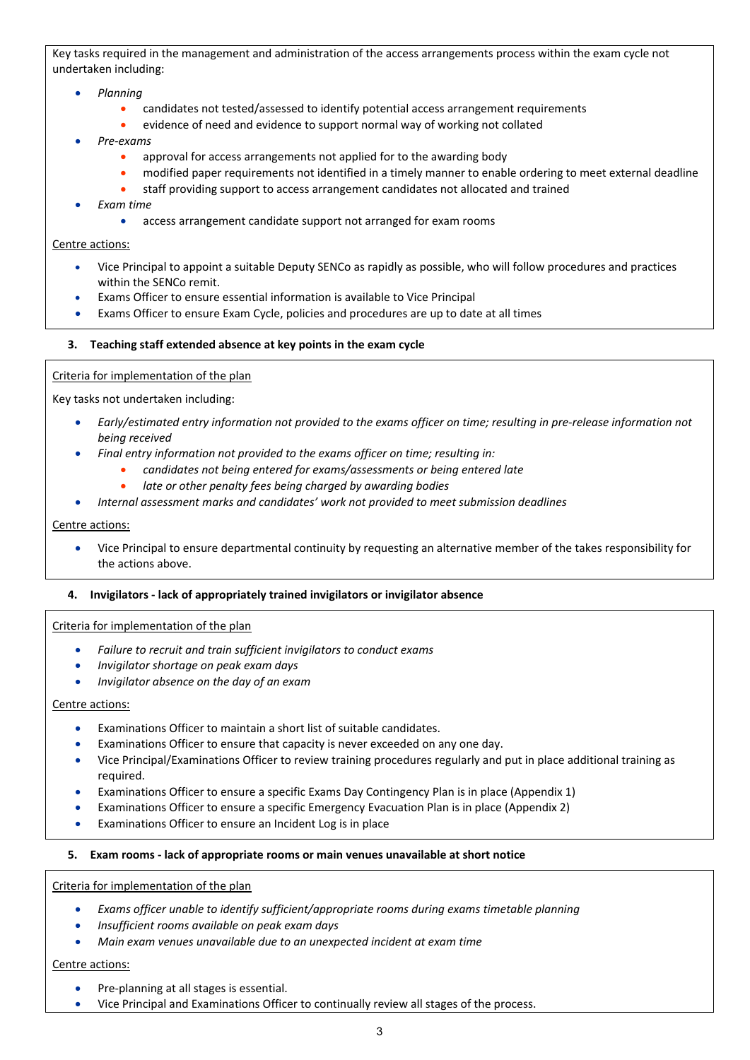Key tasks required in the management and administration of the access arrangements process within the exam cycle not undertaken including:

- *Planning*
  - candidates not tested/assessed to identify potential access arrangement requirements
  - evidence of need and evidence to support normal way of working not collated
- *Pre-exams*
  - approval for access arrangements not applied for to the awarding body
  - modified paper requirements not identified in a timely manner to enable ordering to meet external deadline
  - staff providing support to access arrangement candidates not allocated and trained
- *Exam time*
  - access arrangement candidate support not arranged for exam rooms

Centre actions:

- Vice Principal to appoint a suitable Deputy SENCo as rapidly as possible, who will follow procedures and practices within the SENCo remit.
- Exams Officer to ensure essential information is available to Vice Principal
- Exams Officer to ensure Exam Cycle, policies and procedures are up to date at all times

### 3. Teaching staff extended absence at key points in the exam cycle

Criteria for implementation of the plan

Key tasks not undertaken including:

- *Early/estimated entry information not provided to the exams officer on time; resulting in pre-release information not being received*
- *Final entry information not provided to the exams officer on time; resulting in:*
  - *candidates not being entered for exams/assessments or being entered late*
  - *late or other penalty fees being charged by awarding bodies*
- *Internal assessment marks and candidates' work not provided to meet submission deadlines*

Centre actions:

- Vice Principal to ensure departmental continuity by requesting an alternative member of the takes responsibility for the actions above.

### 4. Invigilators - lack of appropriately trained invigilators or invigilator absence

Criteria for implementation of the plan

- *Failure to recruit and train sufficient invigilators to conduct exams*
- *Invigilator shortage on peak exam days*
- *Invigilator absence on the day of an exam*

Centre actions:

- Examinations Officer to maintain a short list of suitable candidates.
- Examinations Officer to ensure that capacity is never exceeded on any one day.
- Vice Principal/Examinations Officer to review training procedures regularly and put in place additional training as required.
- Examinations Officer to ensure a specific Exams Day Contingency Plan is in place (Appendix 1)
- Examinations Officer to ensure a specific Emergency Evacuation Plan is in place (Appendix 2)
- Examinations Officer to ensure an Incident Log is in place

### 5. Exam rooms - lack of appropriate rooms or main venues unavailable at short notice

Criteria for implementation of the plan

- *Exams officer unable to identify sufficient/appropriate rooms during exams timetable planning*
- *Insufficient rooms available on peak exam days*
- *Main exam venues unavailable due to an unexpected incident at exam time*

Centre actions:

- Pre-planning at all stages is essential.
- Vice Principal and Examinations Officer to continually review all stages of the process.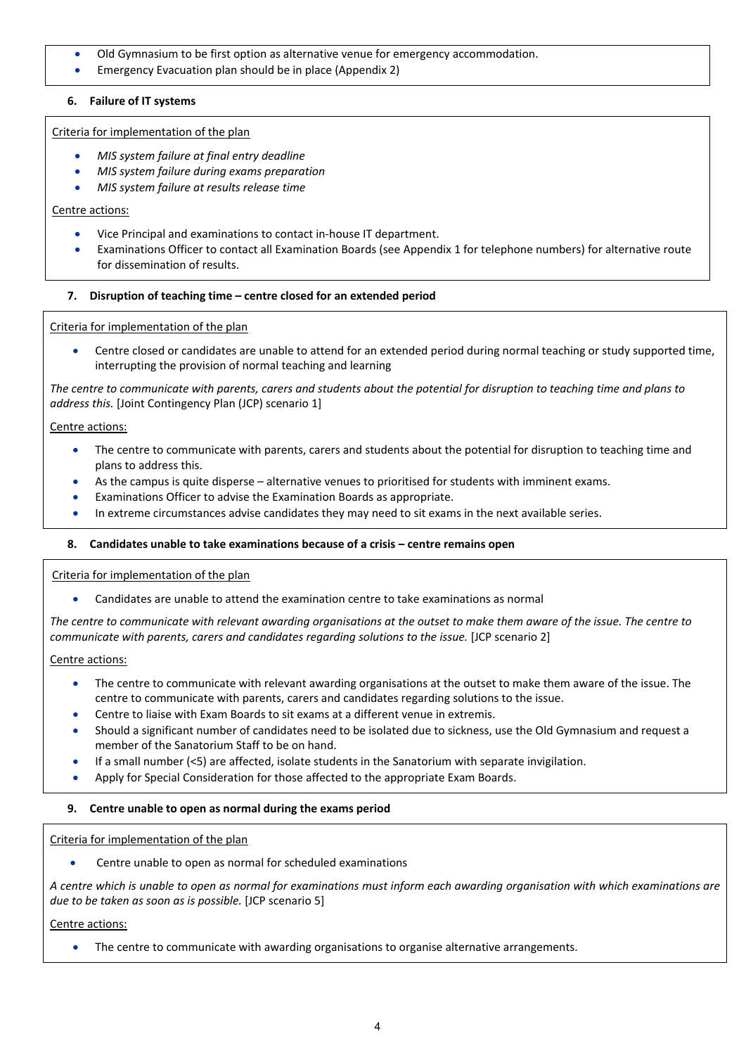- Old Gymnasium to be first option as alternative venue for emergency accommodation.
- Emergency Evacuation plan should be in place (Appendix 2)

### 6. Failure of IT systems

Criteria for implementation of the plan

- *MIS system failure at final entry deadline*
- *MIS system failure during exams preparation*
- *MIS system failure at results release time*

Centre actions:

- Vice Principal and examinations to contact in-house IT department.
- Examinations Officer to contact all Examination Boards (see Appendix 1 for telephone numbers) for alternative route for dissemination of results.

### 7. Disruption of teaching time – centre closed for an extended period

Criteria for implementation of the plan

- Centre closed or candidates are unable to attend for an extended period during normal teaching or study supported time, interrupting the provision of normal teaching and learning

*The centre to communicate with parents, carers and students about the potential for disruption to teaching time and plans to address this.* [Joint Contingency Plan (JCP) scenario 1]

Centre actions:

- The centre to communicate with parents, carers and students about the potential for disruption to teaching time and plans to address this.
- As the campus is quite disperse – alternative venues to prioritised for students with imminent exams.
- Examinations Officer to advise the Examination Boards as appropriate.
- In extreme circumstances advise candidates they may need to sit exams in the next available series.

### 8. Candidates unable to take examinations because of a crisis – centre remains open

Criteria for implementation of the plan

- Candidates are unable to attend the examination centre to take examinations as normal

*The centre to communicate with relevant awarding organisations at the outset to make them aware of the issue. The centre to communicate with parents, carers and candidates regarding solutions to the issue.* [JCP scenario 2]

Centre actions:

- The centre to communicate with relevant awarding organisations at the outset to make them aware of the issue. The centre to communicate with parents, carers and candidates regarding solutions to the issue.
- Centre to liaise with Exam Boards to sit exams at a different venue in extremis.
- Should a significant number of candidates need to be isolated due to sickness, use the Old Gymnasium and request a member of the Sanatorium Staff to be on hand.
- If a small number (<5) are affected, isolate students in the Sanatorium with separate invigilation.
- Apply for Special Consideration for those affected to the appropriate Exam Boards.

### 9. Centre unable to open as normal during the exams period

Criteria for implementation of the plan

- Centre unable to open as normal for scheduled examinations

*A centre which is unable to open as normal for examinations must inform each awarding organisation with which examinations are due to be taken as soon as is possible.* [JCP scenario 5]

Centre actions:

- The centre to communicate with awarding organisations to organise alternative arrangements.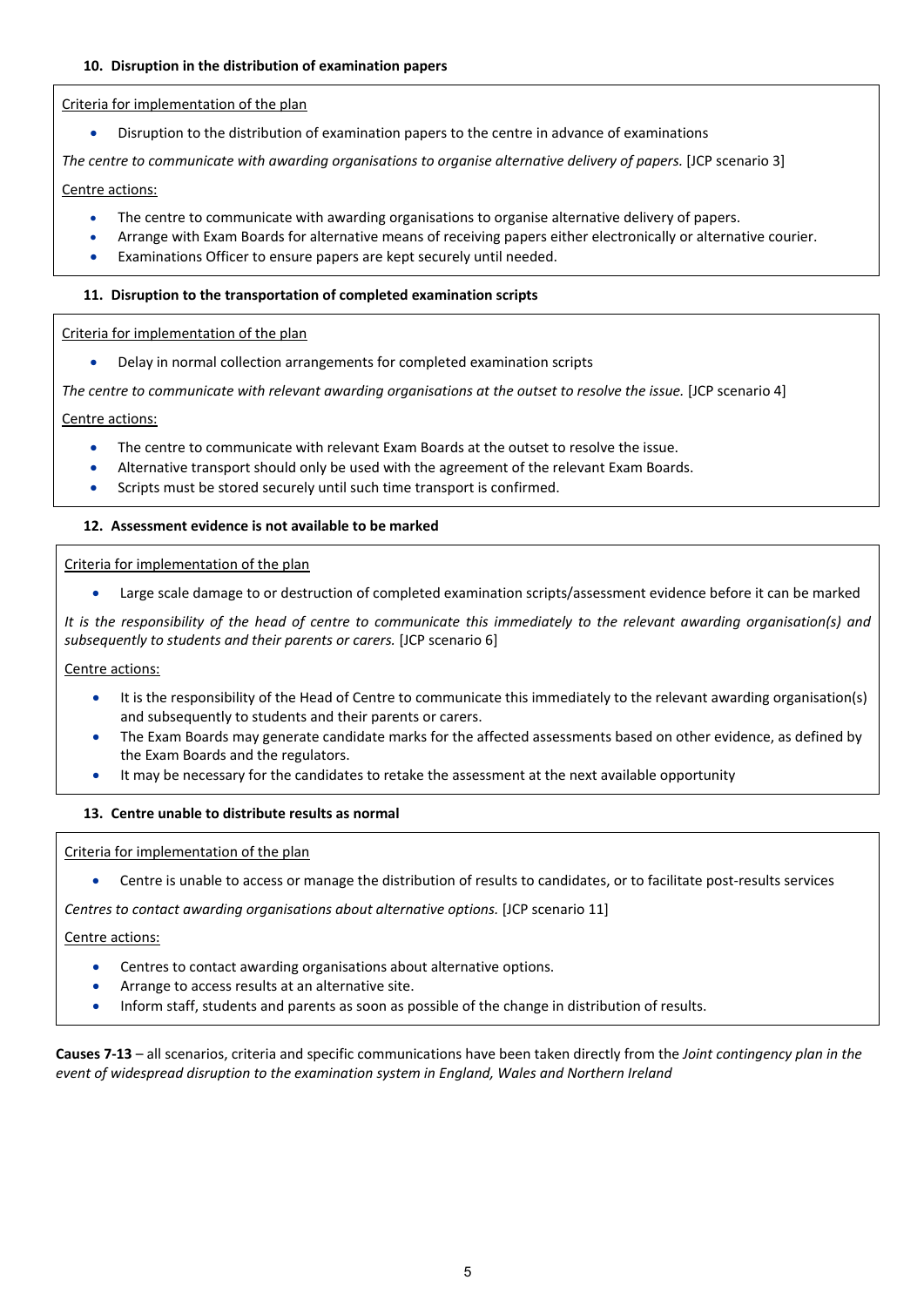### 10. Disruption in the distribution of examination papers

Criteria for implementation of the plan

- Disruption to the distribution of examination papers to the centre in advance of examinations

*The centre to communicate with awarding organisations to organise alternative delivery of papers.* [JCP scenario 3]

Centre actions:

- The centre to communicate with awarding organisations to organise alternative delivery of papers.
- Arrange with Exam Boards for alternative means of receiving papers either electronically or alternative courier.
- Examinations Officer to ensure papers are kept securely until needed.

### 11. Disruption to the transportation of completed examination scripts

Criteria for implementation of the plan

- Delay in normal collection arrangements for completed examination scripts

*The centre to communicate with relevant awarding organisations at the outset to resolve the issue.* [JCP scenario 4]

Centre actions:

- The centre to communicate with relevant Exam Boards at the outset to resolve the issue.
- Alternative transport should only be used with the agreement of the relevant Exam Boards.
- Scripts must be stored securely until such time transport is confirmed.

### 12. Assessment evidence is not available to be marked

Criteria for implementation of the plan

- Large scale damage to or destruction of completed examination scripts/assessment evidence before it can be marked

*It is the responsibility of the head of centre to communicate this immediately to the relevant awarding organisation(s) and subsequently to students and their parents or carers.* [JCP scenario 6]

Centre actions:

- It is the responsibility of the Head of Centre to communicate this immediately to the relevant awarding organisation(s) and subsequently to students and their parents or carers.
- The Exam Boards may generate candidate marks for the affected assessments based on other evidence, as defined by the Exam Boards and the regulators.
- It may be necessary for the candidates to retake the assessment at the next available opportunity

### 13. Centre unable to distribute results as normal

Criteria for implementation of the plan

- Centre is unable to access or manage the distribution of results to candidates, or to facilitate post-results services

*Centres to contact awarding organisations about alternative options.* [JCP scenario 11]

Centre actions:

- Centres to contact awarding organisations about alternative options.
- Arrange to access results at an alternative site.
- Inform staff, students and parents as soon as possible of the change in distribution of results.

**Causes 7-13** – all scenarios, criteria and specific communications have been taken directly from the *Joint contingency plan in the event of widespread disruption to the examination system in England, Wales and Northern Ireland*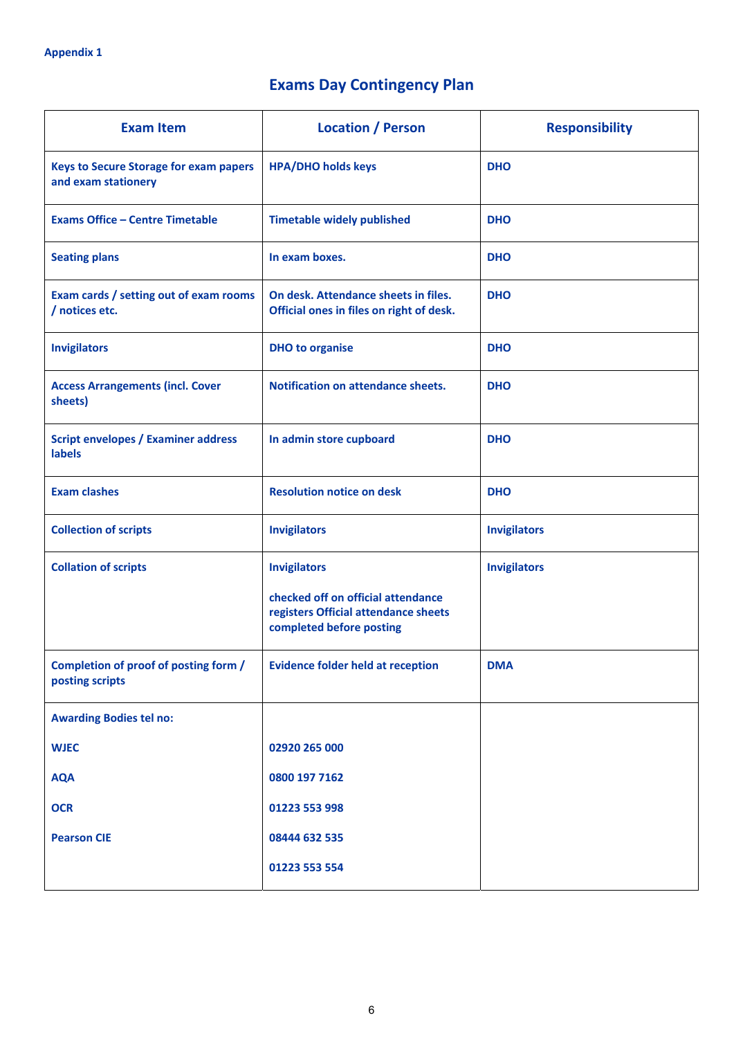Appendix 1

## Exams Day Contingency Plan

| Exam Item | Location / Person | Responsibility |
|---|---|---|
| Keys to Secure Storage for exam papers and exam stationery | HPA/DHO holds keys | DHO |
| Exams Office – Centre Timetable | Timetable widely published | DHO |
| Seating plans | In exam boxes. | DHO |
| Exam cards / setting out of exam rooms / notices etc. | On desk. Attendance sheets in files. Official ones in files on right of desk. | DHO |
| Invigilators | DHO to organise | DHO |
| Access Arrangements (incl. Cover sheets) | Notification on attendance sheets. | DHO |
| Script envelopes / Examiner address labels | In admin store cupboard | DHO |
| Exam clashes | Resolution notice on desk | DHO |
| Collection of scripts | Invigilators | Invigilators |
| Collation of scripts | Invigilators<br><br>checked off on official attendance registers Official attendance sheets completed before posting | Invigilators |
| Completion of proof of posting form / posting scripts | Evidence folder held at reception | DMA |
| Awarding Bodies tel no:<br><br>WJEC<br><br>AQA<br><br>OCR<br><br>Pearson CIE | <br><br>02920 265 000<br><br>0800 197 7162<br><br>01223 553 998<br><br>08444 632 535<br><br>01223 553 554 | |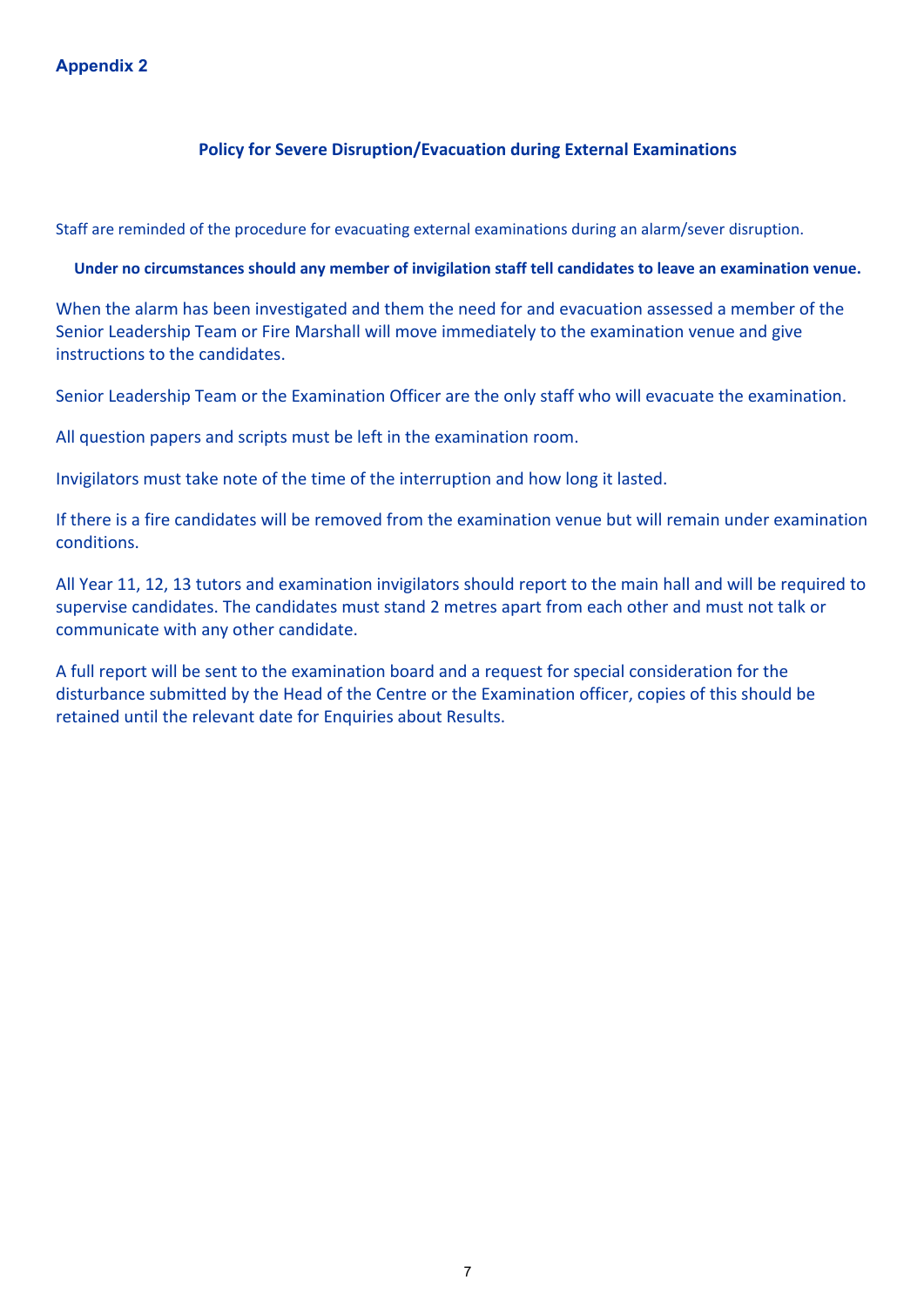**Appendix 2**

## Policy for Severe Disruption/Evacuation during External Examinations

Staff are reminded of the procedure for evacuating external examinations during an alarm/sever disruption.

**Under no circumstances should any member of invigilation staff tell candidates to leave an examination venue.**

When the alarm has been investigated and them the need for and evacuation assessed a member of the Senior Leadership Team or Fire Marshall will move immediately to the examination venue and give instructions to the candidates.

Senior Leadership Team or the Examination Officer are the only staff who will evacuate the examination.

All question papers and scripts must be left in the examination room.

Invigilators must take note of the time of the interruption and how long it lasted.

If there is a fire candidates will be removed from the examination venue but will remain under examination conditions.

All Year 11, 12, 13 tutors and examination invigilators should report to the main hall and will be required to supervise candidates. The candidates must stand 2 metres apart from each other and must not talk or communicate with any other candidate.

A full report will be sent to the examination board and a request for special consideration for the disturbance submitted by the Head of the Centre or the Examination officer, copies of this should be retained until the relevant date for Enquiries about Results.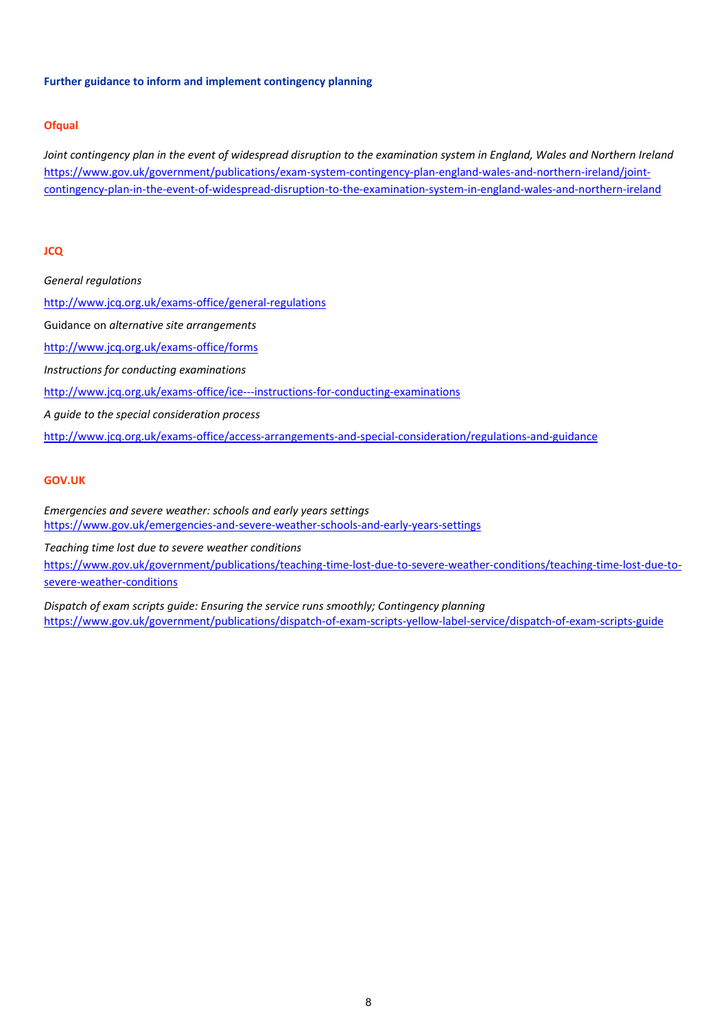**Further guidance to inform and implement contingency planning**

**Ofqual**

*Joint contingency plan in the event of widespread disruption to the examination system in England, Wales and Northern Ireland*
https://www.gov.uk/government/publications/exam-system-contingency-plan-england-wales-and-northern-ireland/joint-contingency-plan-in-the-event-of-widespread-disruption-to-the-examination-system-in-england-wales-and-northern-ireland

**JCQ**

*General regulations*

http://www.jcq.org.uk/exams-office/general-regulations

Guidance on *alternative site arrangements*

http://www.jcq.org.uk/exams-office/forms

*Instructions for conducting examinations*

http://www.jcq.org.uk/exams-office/ice---instructions-for-conducting-examinations

*A guide to the special consideration process*

http://www.jcq.org.uk/exams-office/access-arrangements-and-special-consideration/regulations-and-guidance

**GOV.UK**

*Emergencies and severe weather: schools and early years settings*
https://www.gov.uk/emergencies-and-severe-weather-schools-and-early-years-settings

*Teaching time lost due to severe weather conditions*
https://www.gov.uk/government/publications/teaching-time-lost-due-to-severe-weather-conditions/teaching-time-lost-due-to-severe-weather-conditions

*Dispatch of exam scripts guide: Ensuring the service runs smoothly; Contingency planning*
https://www.gov.uk/government/publications/dispatch-of-exam-scripts-yellow-label-service/dispatch-of-exam-scripts-guide